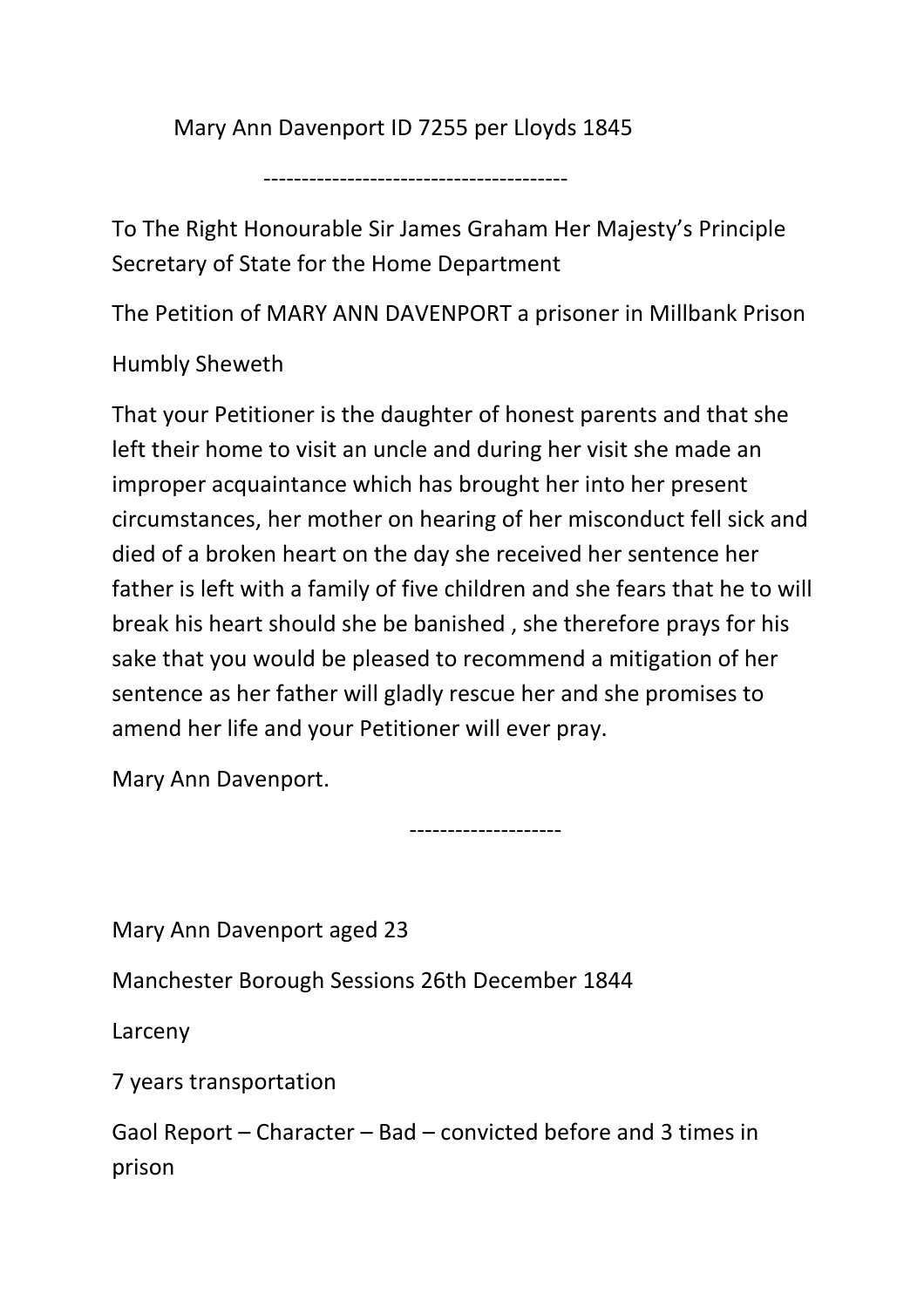Mary Ann Davenport ID 7255 per Lloyds 1845

----------------------------------------

To The Right Honourable Sir James Graham Her Majesty's Principle Secretary of State for the Home Department

The Petition of MARY ANN DAVENPORT a prisoner in Millbank Prison

Humbly Sheweth

That your Petitioner is the daughter of honest parents and that she left their home to visit an uncle and during her visit she made an improper acquaintance which has brought her into her present circumstances, her mother on hearing of her misconduct fell sick and died of a broken heart on the day she received her sentence her father is left with a family of five children and she fears that he to will break his heart should she be banished , she therefore prays for his sake that you would be pleased to recommend a mitigation of her sentence as her father will gladly rescue her and she promises to amend her life and your Petitioner will ever pray.

Mary Ann Davenport.

--------------------

Mary Ann Davenport aged 23

Manchester Borough Sessions 26th December 1844

Larceny

7 years transportation

Gaol Report – Character – Bad – convicted before and 3 times in prison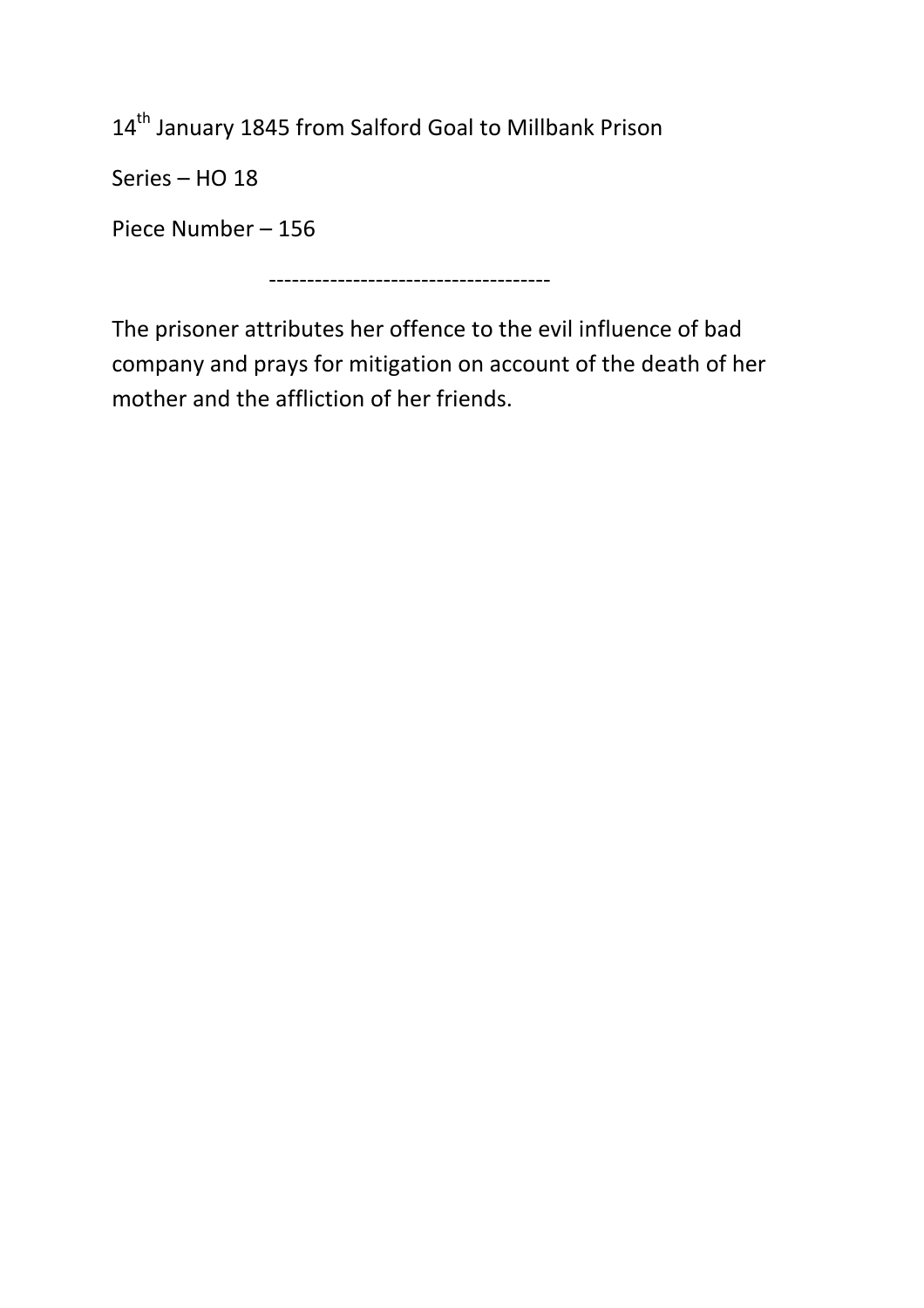14th January 1845 from Salford Goal to Millbank Prison

Series – HO 18

Piece Number – 156

-------------------------------------

The prisoner attributes her offence to the evil influence of bad company and prays for mitigation on account of the death of her mother and the affliction of her friends.